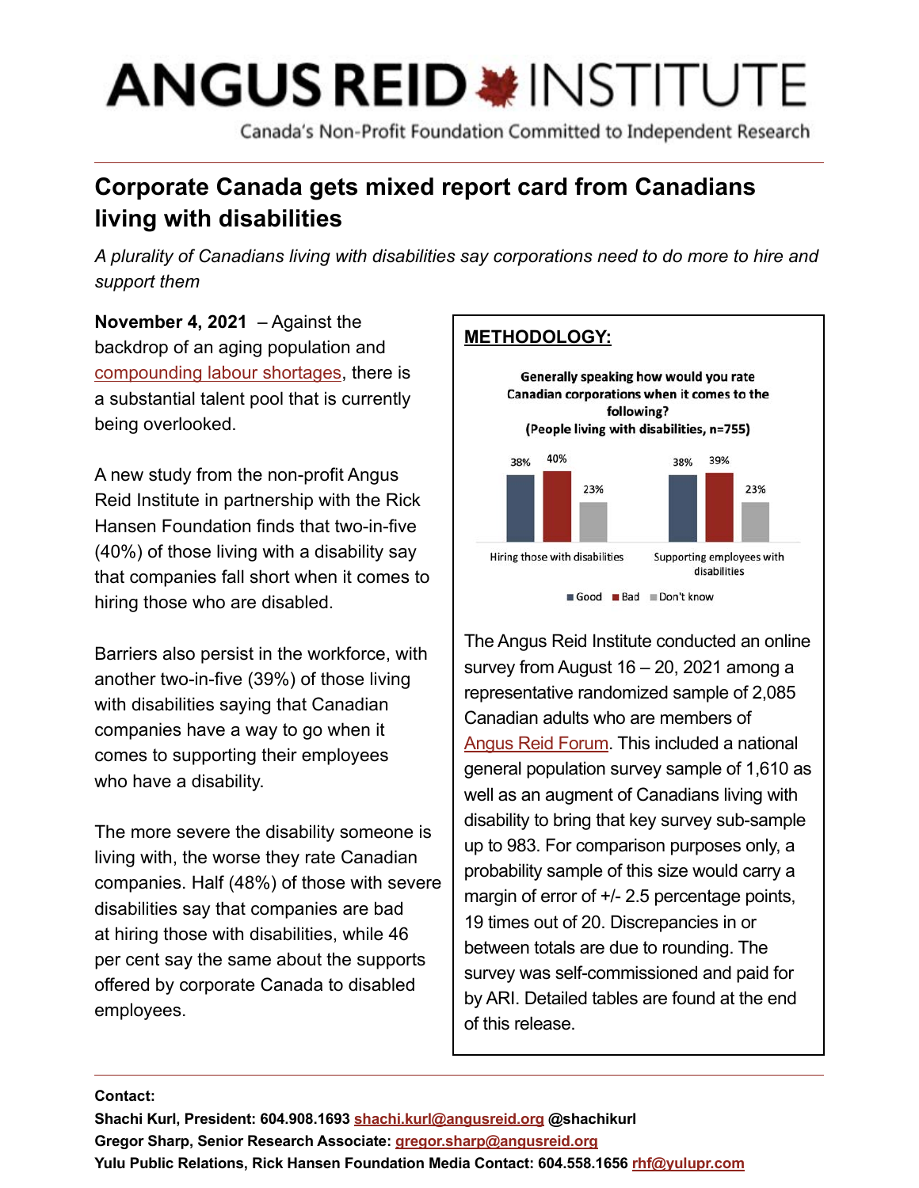# ANGUS REID INSTITUTE

Canada's Non-Profit Foundation Committed to Independent Research

## Corporate Canada gets mixed report card from Canadians living with disabilities

*A plurality of Canadians living with disabilities say corporations need to do more to hire and support them*

**November 4, 2021** – Against the backdrop of an aging population and compounding labour shortages, there is a substantial talent pool that is currently being overlooked.

A new study from the non-profit Angus Reid Institute in partnership with the Rick Hansen Foundation finds that two-in-five (40%) of those living with a disability say that companies fall short when it comes to hiring those who are disabled.

Barriers also persist in the workforce, with another two-in-five (39%) of those living with disabilities saying that Canadian companies have a way to go when it comes to supporting their employees who have a disability.

The more severe the disability someone is living with, the worse they rate Canadian companies. Half (48%) of those with severe disabilities say that companies are bad at hiring those with disabilities, while 46 per cent say the same about the supports offered by corporate Canada to disabled employees.

**METHODOLOGY:**

**Generally speaking how would you rate Canadian corporations when it comes to the following? (People living with disabilities, n=755)**

| | Good | Bad | Don't know |
|---|---|---|---|
| Hiring those with disabilities | 38% | 40% | 23% |
| Supporting employees with disabilities | 38% | 39% | 23% |

The Angus Reid Institute conducted an online survey from August 16 – 20, 2021 among a representative randomized sample of 2,085 Canadian adults who are members of Angus Reid Forum. This included a national general population survey sample of 1,610 as well as an augment of Canadians living with disability to bring that key survey sub-sample up to 983. For comparison purposes only, a probability sample of this size would carry a margin of error of +/- 2.5 percentage points, 19 times out of 20. Discrepancies in or between totals are due to rounding. The survey was self-commissioned and paid for by ARI. Detailed tables are found at the end of this release.

**Contact:**
**Shachi Kurl, President: 604.908.1693 shachi.kurl@angusreid.org @shachikurl**
**Gregor Sharp, Senior Research Associate: gregor.sharp@angusreid.org**
**Yulu Public Relations, Rick Hansen Foundation Media Contact: 604.558.1656 rhf@yulupr.com**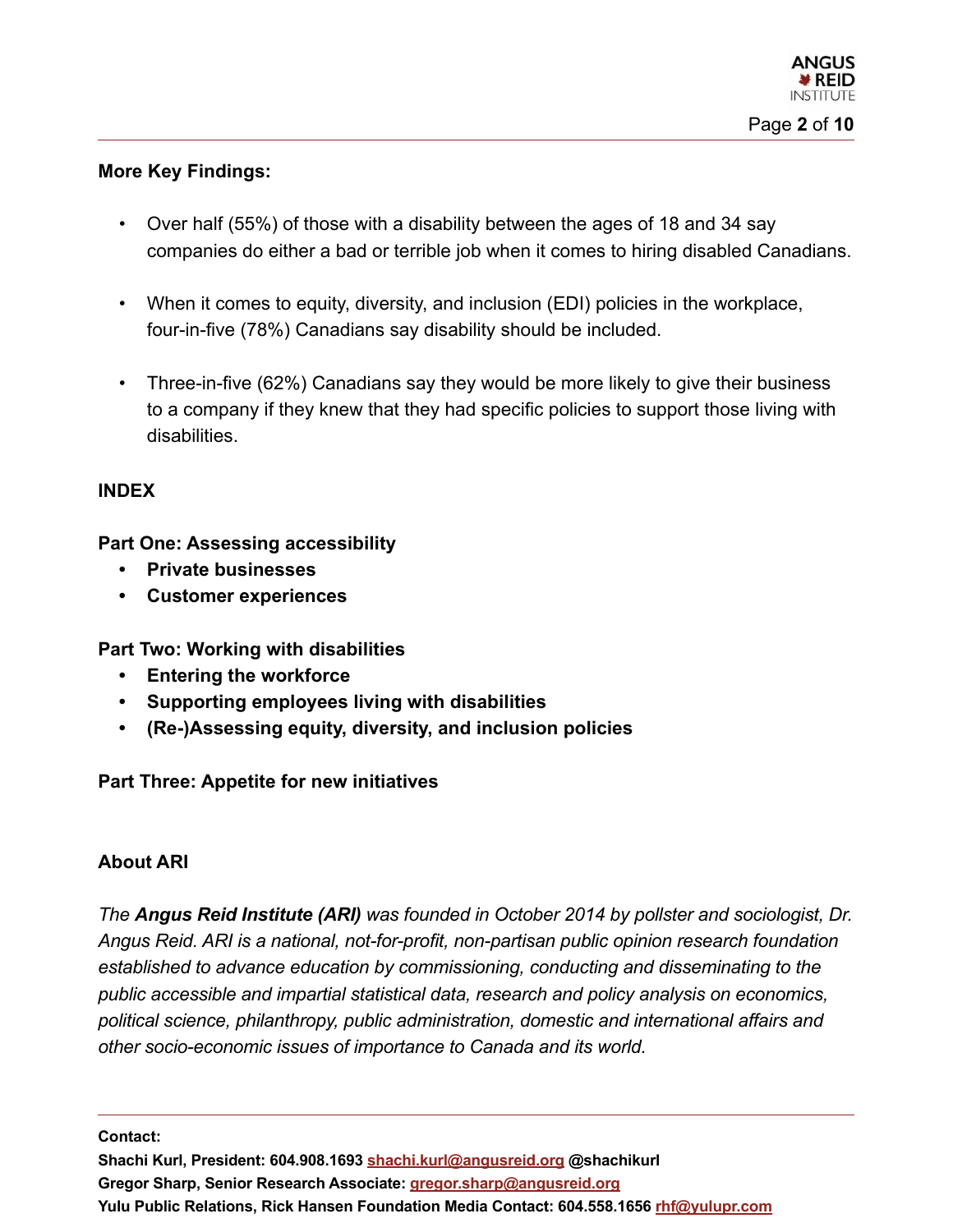**More Key Findings:**

- Over half (55%) of those with a disability between the ages of 18 and 34 say companies do either a bad or terrible job when it comes to hiring disabled Canadians.

- When it comes to equity, diversity, and inclusion (EDI) policies in the workplace, four-in-five (78%) Canadians say disability should be included.

- Three-in-five (62%) Canadians say they would be more likely to give their business to a company if they knew that they had specific policies to support those living with disabilities.

**INDEX**

**Part One: Assessing accessibility**

- **Private businesses**
- **Customer experiences**

**Part Two: Working with disabilities**

- **Entering the workforce**
- **Supporting employees living with disabilities**
- **(Re-)Assessing equity, diversity, and inclusion policies**

**Part Three: Appetite for new initiatives**

**About ARI**

*The **Angus Reid Institute (ARI)** was founded in October 2014 by pollster and sociologist, Dr. Angus Reid. ARI is a national, not-for-profit, non-partisan public opinion research foundation established to advance education by commissioning, conducting and disseminating to the public accessible and impartial statistical data, research and policy analysis on economics, political science, philanthropy, public administration, domestic and international affairs and other socio-economic issues of importance to Canada and its world.*

---

**Contact:**
**Shachi Kurl, President: 604.908.1693 shachi.kurl@angusreid.org @shachikurl**
**Gregor Sharp, Senior Research Associate: gregor.sharp@angusreid.org**
**Yulu Public Relations, Rick Hansen Foundation Media Contact: 604.558.1656 rhf@yulupr.com**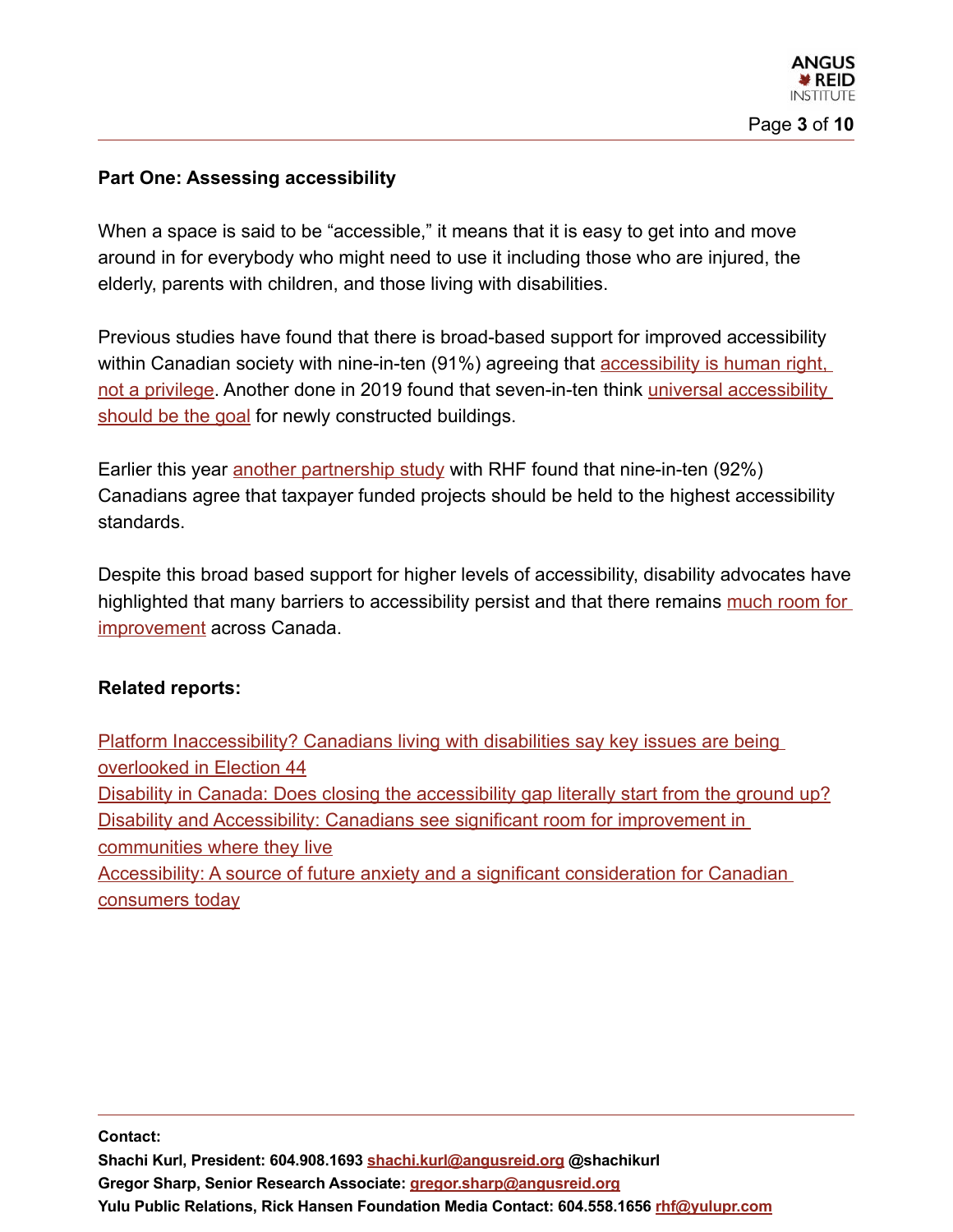**Part One: Assessing accessibility**

When a space is said to be "accessible," it means that it is easy to get into and move around in for everybody who might need to use it including those who are injured, the elderly, parents with children, and those living with disabilities.

Previous studies have found that there is broad-based support for improved accessibility within Canadian society with nine-in-ten (91%) agreeing that accessibility is human right, not a privilege. Another done in 2019 found that seven-in-ten think universal accessibility should be the goal for newly constructed buildings.

Earlier this year another partnership study with RHF found that nine-in-ten (92%) Canadians agree that taxpayer funded projects should be held to the highest accessibility standards.

Despite this broad based support for higher levels of accessibility, disability advocates have highlighted that many barriers to accessibility persist and that there remains much room for improvement across Canada.

**Related reports:**

Platform Inaccessibility? Canadians living with disabilities say key issues are being overlooked in Election 44
Disability in Canada: Does closing the accessibility gap literally start from the ground up?
Disability and Accessibility: Canadians see significant room for improvement in communities where they live
Accessibility: A source of future anxiety and a significant consideration for Canadian consumers today

**Contact:**
**Shachi Kurl, President: 604.908.1693 shachi.kurl@angusreid.org @shachikurl**
**Gregor Sharp, Senior Research Associate: gregor.sharp@angusreid.org**
**Yulu Public Relations, Rick Hansen Foundation Media Contact: 604.558.1656 rhf@yulupr.com**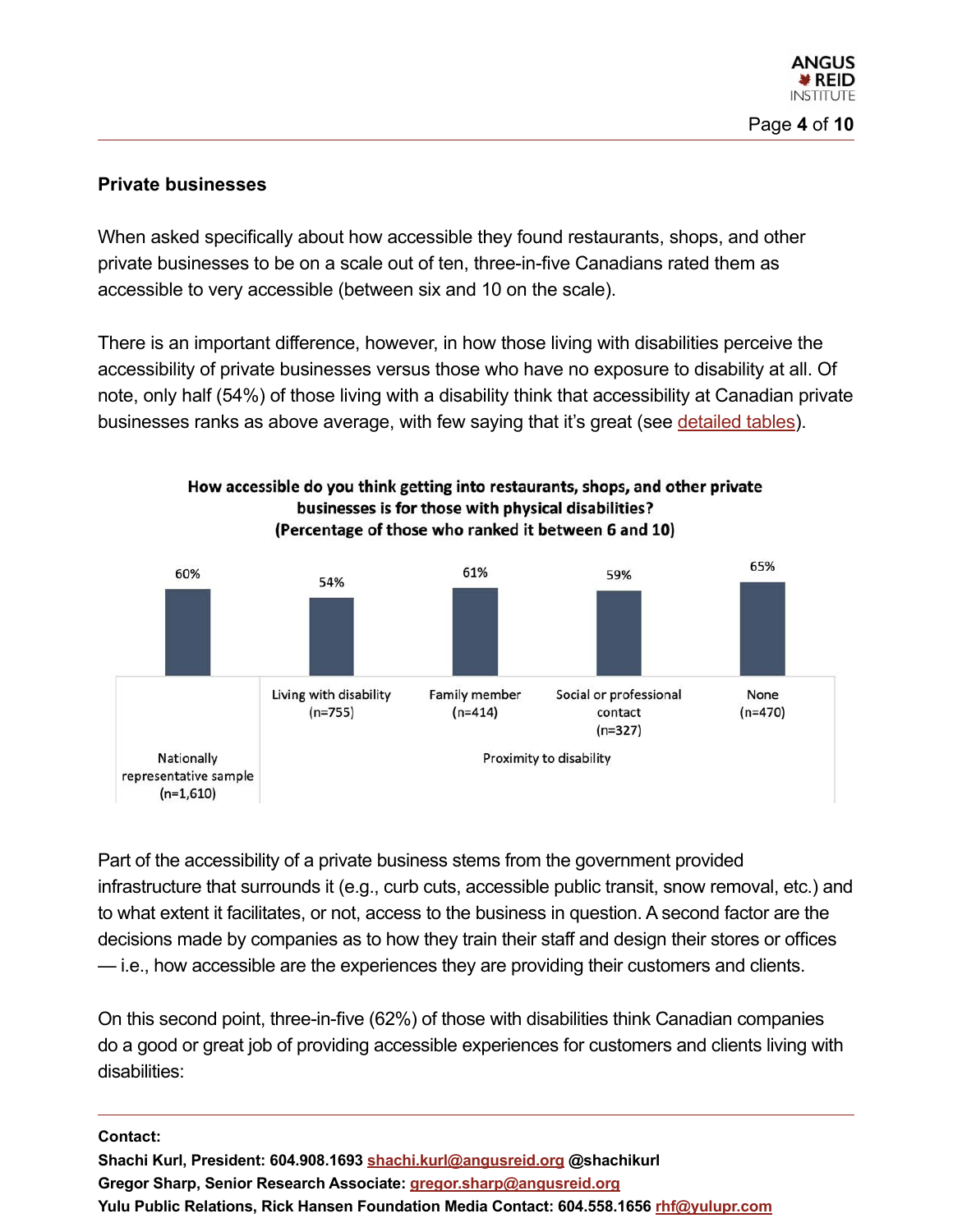## Private businesses

When asked specifically about how accessible they found restaurants, shops, and other private businesses to be on a scale out of ten, three-in-five Canadians rated them as accessible to very accessible (between six and 10 on the scale).

There is an important difference, however, in how those living with disabilities perceive the accessibility of private businesses versus those who have no exposure to disability at all. Of note, only half (54%) of those living with a disability think that accessibility at Canadian private businesses ranks as above average, with few saying that it's great (see detailed tables).

**How accessible do you think getting into restaurants, shops, and other private businesses is for those with physical disabilities? (Percentage of those who ranked it between 6 and 10)**

| Nationally representative sample (n=1,610) | Proximity to disability: Living with disability (n=755) | Proximity to disability: Family member (n=414) | Proximity to disability: Social or professional contact (n=327) | Proximity to disability: None (n=470) |
|---|---|---|---|---|
| 60% | 54% | 61% | 59% | 65% |

Part of the accessibility of a private business stems from the government provided infrastructure that surrounds it (e.g., curb cuts, accessible public transit, snow removal, etc.) and to what extent it facilitates, or not, access to the business in question. A second factor are the decisions made by companies as to how they train their staff and design their stores or offices — i.e., how accessible are the experiences they are providing their customers and clients.

On this second point, three-in-five (62%) of those with disabilities think Canadian companies do a good or great job of providing accessible experiences for customers and clients living with disabilities:

**Contact:**
**Shachi Kurl, President: 604.908.1693 shachi.kurl@angusreid.org @shachikurl**
**Gregor Sharp, Senior Research Associate: gregor.sharp@angusreid.org**
**Yulu Public Relations, Rick Hansen Foundation Media Contact: 604.558.1656 rhf@yulupr.com**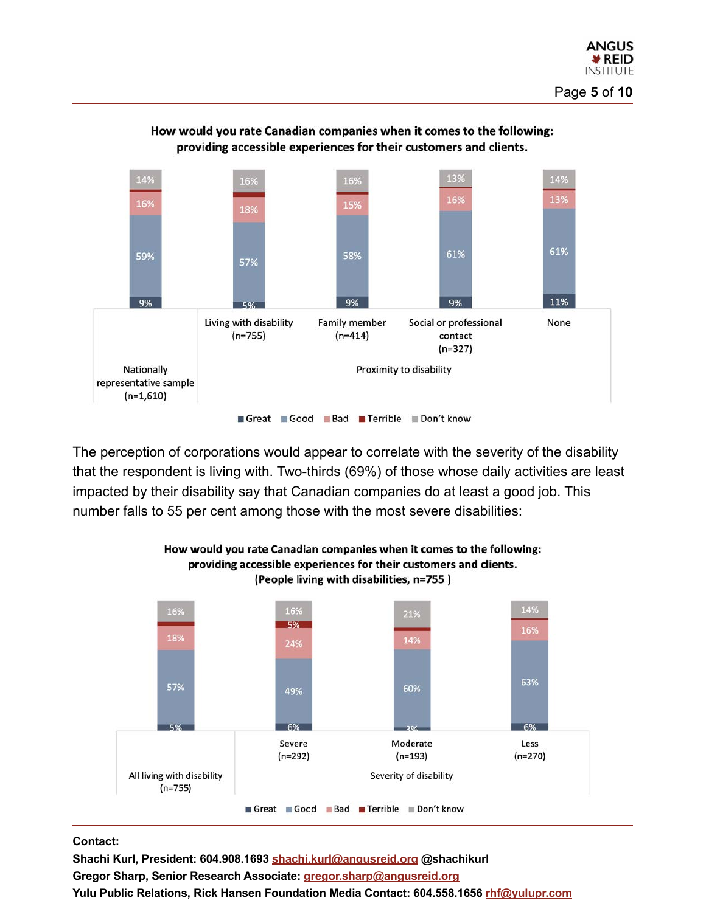**How would you rate Canadian companies when it comes to the following: providing accessible experiences for their customers and clients.**

| | Nationally representative sample (n=1,610) | Living with disability (n=755) | Family member (n=414) | Social or professional contact (n=327) | None |
|---|---|---|---|---|---|
| Great | 9% | 5% | 9% | 9% | 11% |
| Good | 59% | 57% | 58% | 61% | 61% |
| Bad | 16% | 18% | 15% | 16% | 13% |
| Terrible | | | | | |
| Don't know | 14% | 16% | 16% | 13% | 14% |

Proximity to disability: Living with disability, Family member, Social or professional contact, None

The perception of corporations would appear to correlate with the severity of the disability that the respondent is living with. Two-thirds (69%) of those whose daily activities are least impacted by their disability say that Canadian companies do at least a good job. This number falls to 55 per cent among those with the most severe disabilities:

**How would you rate Canadian companies when it comes to the following: providing accessible experiences for their customers and clients. (People living with disabilities, n=755 )**

| | All living with disability (n=755) | Severe (n=292) | Moderate (n=193) | Less (n=270) |
|---|---|---|---|---|
| Great | 5% | 6% | 3% | 6% |
| Good | 57% | 49% | 60% | 63% |
| Bad | 18% | 24% | 14% | 16% |
| Terrible | | 5% | | |
| Don't know | 16% | 16% | 21% | 14% |

Severity of disability: Severe, Moderate, Less

**Contact:**
**Shachi Kurl, President: 604.908.1693 shachi.kurl@angusreid.org @shachikurl**
**Gregor Sharp, Senior Research Associate: gregor.sharp@angusreid.org**
**Yulu Public Relations, Rick Hansen Foundation Media Contact: 604.558.1656 rhf@yulupr.com**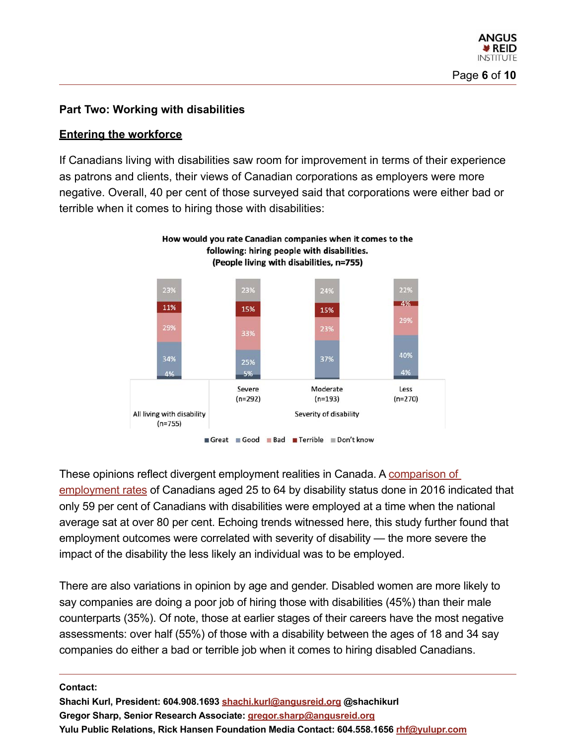## Part Two: Working with disabilities

### Entering the workforce

If Canadians living with disabilities saw room for improvement in terms of their experience as patrons and clients, their views of Canadian corporations as employers were more negative. Overall, 40 per cent of those surveyed said that corporations were either bad or terrible when it comes to hiring those with disabilities:

**How would you rate Canadian companies when it comes to the following: hiring people with disabilities. (People living with disability, n=755)**

| | All living with disability (n=755) | Severe (n=292) | Moderate (n=193) | Less (n=270) |
|---|---|---|---|---|
| Great | 4% | 5% | | 4% |
| Good | 34% | 25% | 37% | 40% |
| Bad | 29% | 33% | 23% | 29% |
| Terrible | 11% | 15% | 15% | 4% |
| Don't know | 23% | 23% | 24% | 22% |

Severity of disability

These opinions reflect divergent employment realities in Canada. A comparison of employment rates of Canadians aged 25 to 64 by disability status done in 2016 indicated that only 59 per cent of Canadians with disabilities were employed at a time when the national average sat at over 80 per cent. Echoing trends witnessed here, this study further found that employment outcomes were correlated with severity of disability — the more severe the impact of the disability the less likely an individual was to be employed.

There are also variations in opinion by age and gender. Disabled women are more likely to say companies are doing a poor job of hiring those with disabilities (45%) than their male counterparts (35%). Of note, those at earlier stages of their careers have the most negative assessments: over half (55%) of those with a disability between the ages of 18 and 34 say companies do either a bad or terrible job when it comes to hiring disabled Canadians.

**Contact:**
**Shachi Kurl, President: 604.908.1693 shachi.kurl@angusreid.org @shachikurl**
**Gregor Sharp, Senior Research Associate: gregor.sharp@angusreid.org**
**Yulu Public Relations, Rick Hansen Foundation Media Contact: 604.558.1656 rhf@yulupr.com**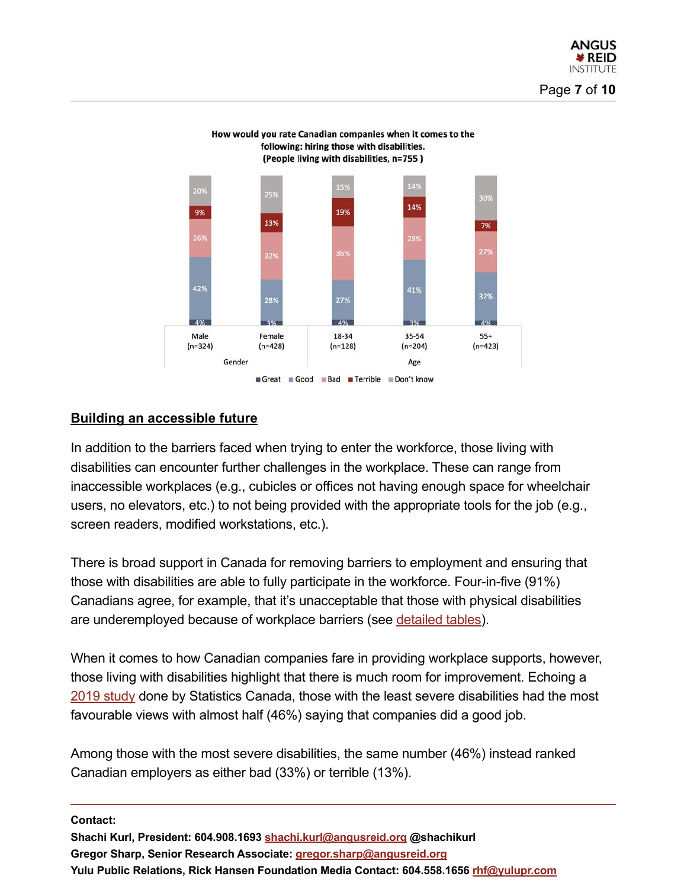**How would you rate Canadian companies when it comes to the following: hiring those with disabilities.**
**(People living with disabilities, n=755)**

| | Gender | | Age | | |
|---|---|---|---|---|---|
| | Male (n=324) | Female (n=428) | 18-34 (n=128) | 35-54 (n=204) | 55+ (n=423) |
| Great | 4% | 3% | 4% | 3% | 4% |
| Good | 42% | 28% | 27% | 41% | 32% |
| Bad | 26% | 32% | 36% | 28% | 27% |
| Terrible | 9% | 13% | 19% | 14% | 7% |
| Don't know | 20% | 25% | 15% | 14% | 30% |

## Building an accessible future

In addition to the barriers faced when trying to enter the workforce, those living with disabilities can encounter further challenges in the workplace. These can range from inaccessible workplaces (e.g., cubicles or offices not having enough space for wheelchair users, no elevators, etc.) to not being provided with the appropriate tools for the job (e.g., screen readers, modified workstations, etc.).

There is broad support in Canada for removing barriers to employment and ensuring that those with disabilities are able to fully participate in the workforce. Four-in-five (91%) Canadians agree, for example, that it's unacceptable that those with physical disabilities are underemployed because of workplace barriers (see detailed tables).

When it comes to how Canadian companies fare in providing workplace supports, however, those living with disabilities highlight that there is much room for improvement. Echoing a 2019 study done by Statistics Canada, those with the least severe disabilities had the most favourable views with almost half (46%) saying that companies did a good job.

Among those with the most severe disabilities, the same number (46%) instead ranked Canadian employers as either bad (33%) or terrible (13%).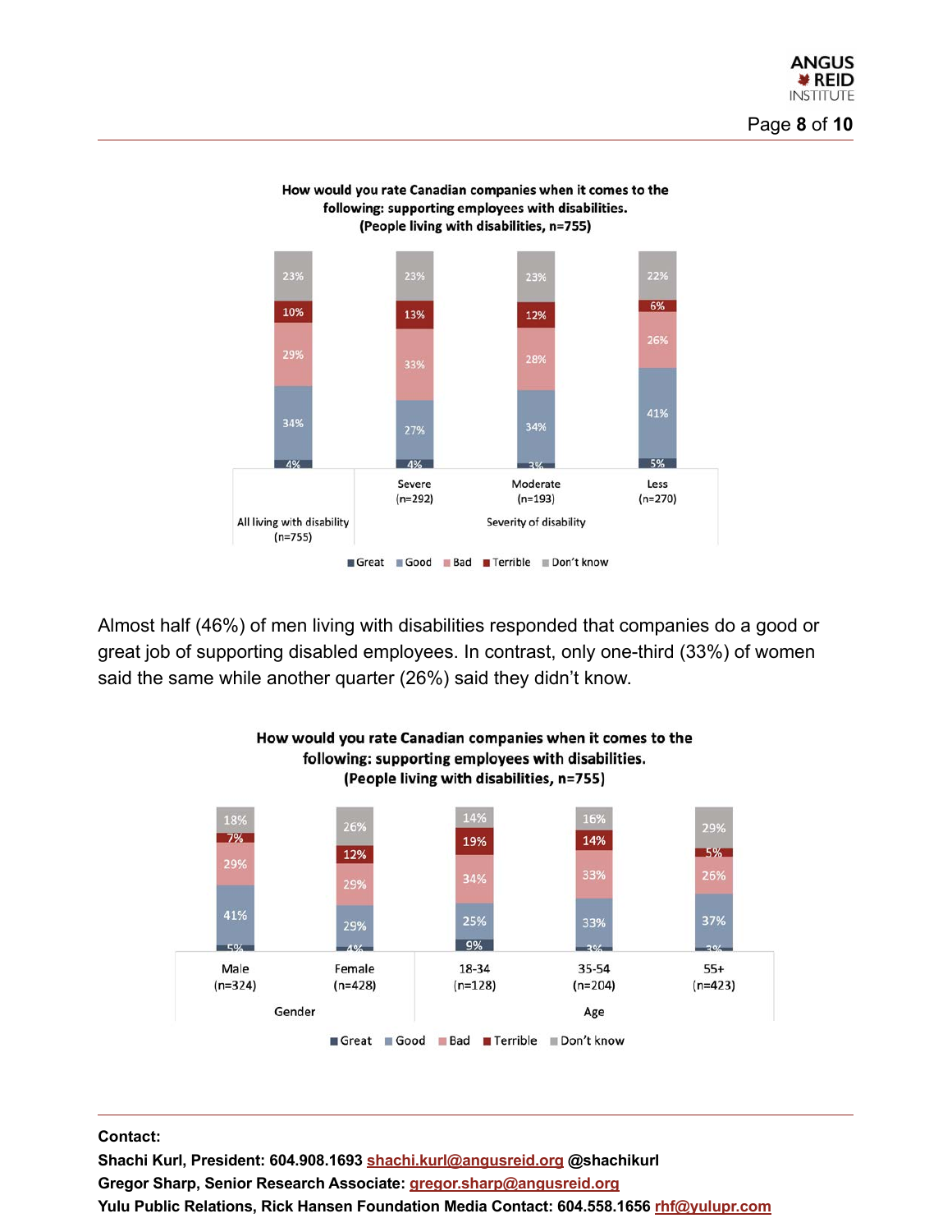**How would you rate Canadian companies when it comes to the following: supporting employees with disabilities. (People living with disabilities, n=755)**

| | Great | Good | Bad | Terrible | Don't know |
|---|---|---|---|---|---|
| All living with disability (n=755) | 4% | 34% | 29% | 10% | 23% |
| Severity of disability: Severe (n=292) | 4% | 27% | 33% | 13% | 23% |
| Severity of disability: Moderate (n=193) | 3% | 34% | 28% | 12% | 23% |
| Severity of disability: Less (n=270) | 5% | 41% | 26% | 6% | 22% |

Almost half (46%) of men living with disabilities responded that companies do a good or great job of supporting disabled employees. In contrast, only one-third (33%) of women said the same while another quarter (26%) said they didn't know.

**How would you rate Canadian companies when it comes to the following: supporting employees with disabilities. (People living with disabilities, n=755)**

| | Great | Good | Bad | Terrible | Don't know |
|---|---|---|---|---|---|
| Gender: Male (n=324) | 5% | 41% | 29% | 7% | 18% |
| Gender: Female (n=428) | 4% | 29% | 29% | 12% | 26% |
| Age: 18-34 (n=128) | 9% | 25% | 34% | 19% | 14% |
| Age: 35-54 (n=204) | 3% | 33% | 33% | 14% | 16% |
| Age: 55+ (n=423) | 3% | 37% | 26% | 5% | 29% |

**Contact:**
**Shachi Kurl, President: 604.908.1693 shachi.kurl@angusreid.org @shachikurl**
**Gregor Sharp, Senior Research Associate: gregor.sharp@angusreid.org**
**Yulu Public Relations, Rick Hansen Foundation Media Contact: 604.558.1656 rhf@yulupr.com**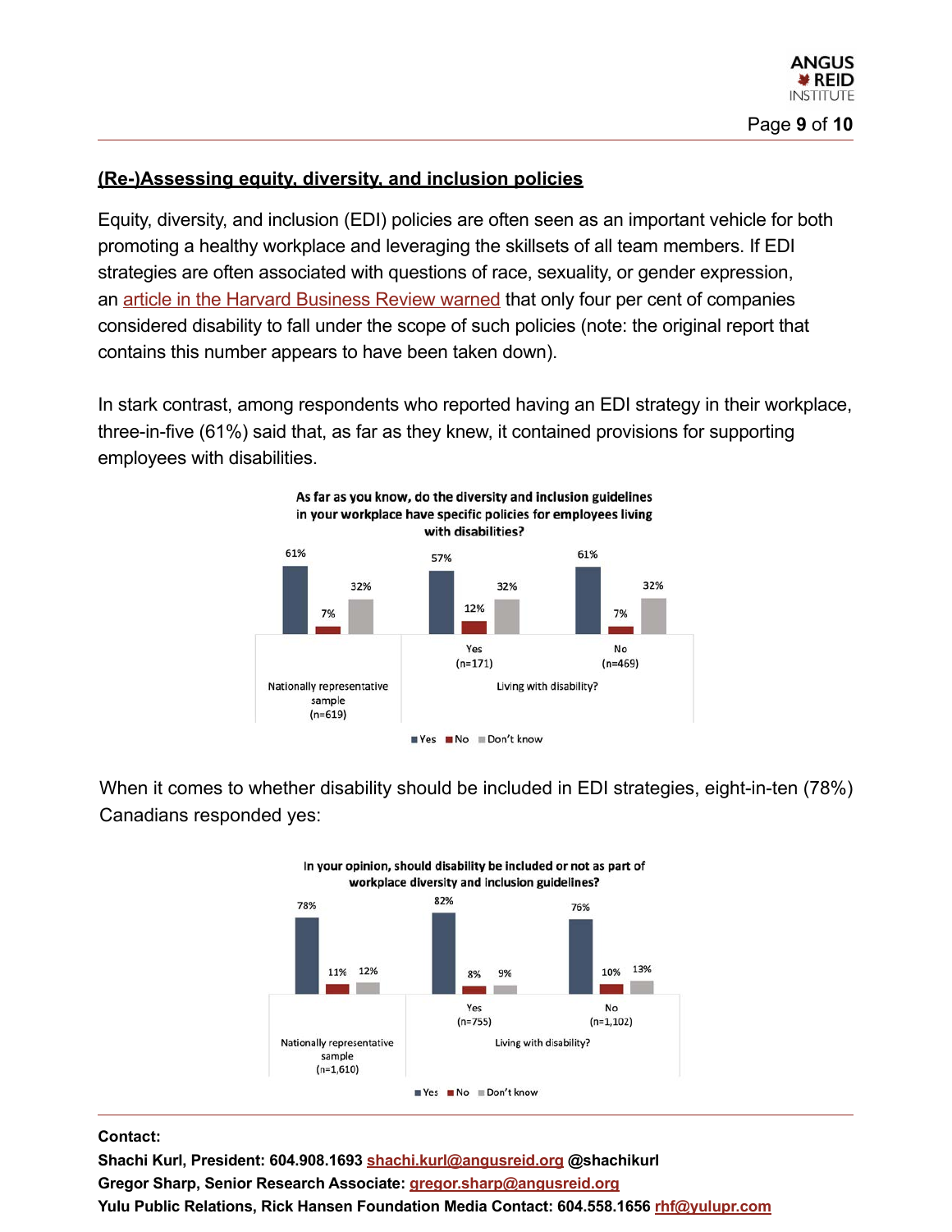## (Re-)Assessing equity, diversity, and inclusion policies

Equity, diversity, and inclusion (EDI) policies are often seen as an important vehicle for both promoting a healthy workplace and leveraging the skillsets of all team members. If EDI strategies are often associated with questions of race, sexuality, or gender expression, an article in the Harvard Business Review warned that only four per cent of companies considered disability to fall under the scope of such policies (note: the original report that contains this number appears to have been taken down).

In stark contrast, among respondents who reported having an EDI strategy in their workplace, three-in-five (61%) said that, as far as they knew, it contained provisions for supporting employees with disabilities.

**As far as you know, do the diversity and inclusion guidelines in your workplace have specific policies for employees living with disabilities?**

| | Nationally representative sample (n=619) | Living with disability? Yes (n=171) | Living with disability? No (n=469) |
|---|---|---|---|
| Yes | 61% | 57% | 61% |
| No | 7% | 12% | 7% |
| Don't know | 32% | 32% | 32% |

When it comes to whether disability should be included in EDI strategies, eight-in-ten (78%) Canadians responded yes:

**In your opinion, should disability be included or not as part of workplace diversity and inclusion guidelines?**

| | Nationally representative sample (n=1,610) | Living with disability? Yes (n=755) | Living with disability? No (n=1,102) |
|---|---|---|---|
| Yes | 78% | 82% | 76% |
| No | 11% | 8% | 10% |
| Don't know | 12% | 9% | 13% |

**Contact:**
**Shachi Kurl, President: 604.908.1693 shachi.kurl@angusreid.org @shachikurl**
**Gregor Sharp, Senior Research Associate: gregor.sharp@angusreid.org**
**Yulu Public Relations, Rick Hansen Foundation Media Contact: 604.558.1656 rhf@yulupr.com**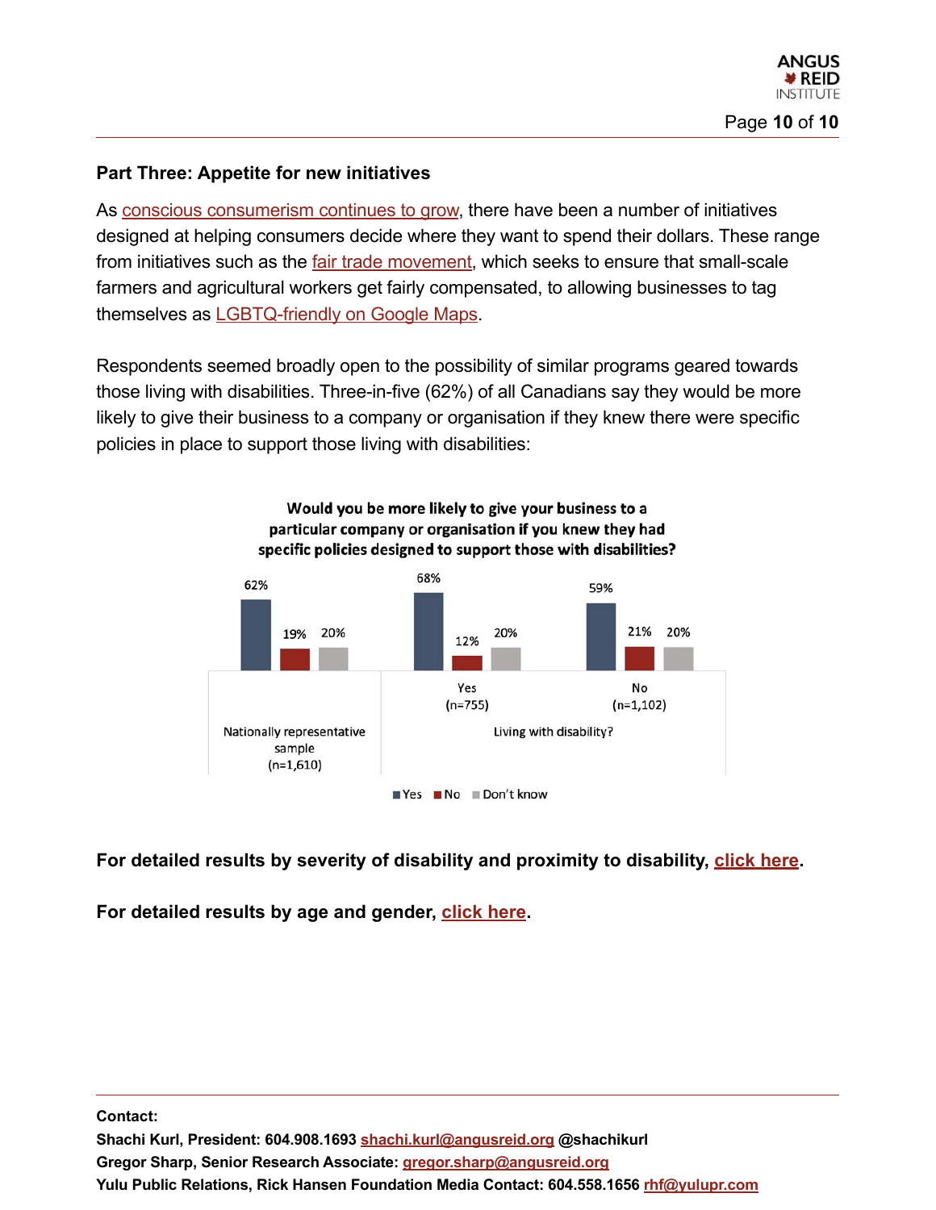### Part Three: Appetite for new initiatives

As conscious consumerism continues to grow, there have been a number of initiatives designed at helping consumers decide where they want to spend their dollars. These range from initiatives such as the fair trade movement, which seeks to ensure that small-scale farmers and agricultural workers get fairly compensated, to allowing businesses to tag themselves as LGBTQ-friendly on Google Maps.

Respondents seemed broadly open to the possibility of similar programs geared towards those living with disabilities. Three-in-five (62%) of all Canadians say they would be more likely to give their business to a company or organisation if they knew there were specific policies in place to support those living with disabilities:

**Would you be more likely to give your business to a particular company or organisation if you knew they had specific policies designed to support those with disabilities?**

62% 19% 20%

Nationally representative sample (n=1,610)

68% 12% 20%

Yes (n=755)

59% 21% 20%

No (n=1,102)

Living with disability?

Yes No Don't know

**For detailed results by severity of disability and proximity to disability, click here.**

**For detailed results by age and gender, click here.**

---

**Contact:**

**Shachi Kurl, President: 604.908.1693 shachi.kurl@angusreid.org @shachikurl**

**Gregor Sharp, Senior Research Associate: gregor.sharp@angusreid.org**

**Yulu Public Relations, Rick Hansen Foundation Media Contact: 604.558.1656 rhf@yulupr.com**